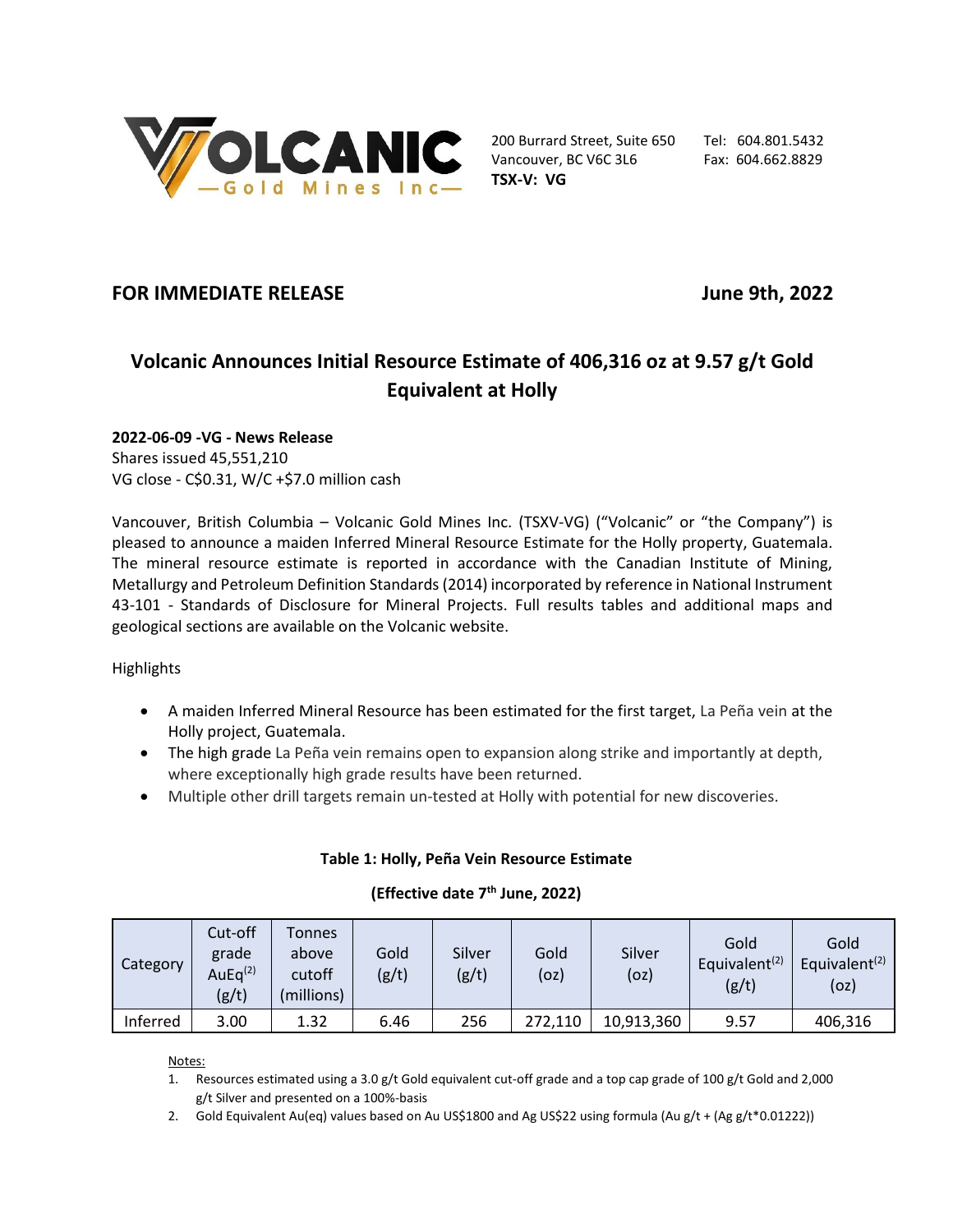Volcanic Gold Mines Inc

200 Burrard Street, Suite 650
Vancouver, BC V6C 3L6
**TSX-V: VG**

Tel: 604.801.5432
Fax: 604.662.8829

**FOR IMMEDIATE RELEASE** **June 9th, 2022**

# Volcanic Announces Initial Resource Estimate of 406,316 oz at 9.57 g/t Gold Equivalent at Holly

**2022-06-09 -VG - News Release**
Shares issued 45,551,210
VG close - C$0.31, W/C +$7.0 million cash

Vancouver, British Columbia – Volcanic Gold Mines Inc. (TSXV-VG) ("Volcanic" or "the Company") is pleased to announce a maiden Inferred Mineral Resource Estimate for the Holly property, Guatemala. The mineral resource estimate is reported in accordance with the Canadian Institute of Mining, Metallurgy and Petroleum Definition Standards (2014) incorporated by reference in National Instrument 43-101 - Standards of Disclosure for Mineral Projects. Full results tables and additional maps and geological sections are available on the Volcanic website.

Highlights

- A maiden Inferred Mineral Resource has been estimated for the first target, La Peña vein at the Holly project, Guatemala.
- The high grade La Peña vein remains open to expansion along strike and importantly at depth, where exceptionally high grade results have been returned.
- Multiple other drill targets remain un-tested at Holly with potential for new discoveries.

**Table 1: Holly, Peña Vein Resource Estimate**

**(Effective date 7th June, 2022)**

| Category | Cut-off grade AuEq(2) (g/t) | Tonnes above cutoff (millions) | Gold (g/t) | Silver (g/t) | Gold (oz) | Silver (oz) | Gold Equivalent(2) (g/t) | Gold Equivalent(2) (oz) |
|---|---|---|---|---|---|---|---|---|
| Inferred | 3.00 | 1.32 | 6.46 | 256 | 272,110 | 10,913,360 | 9.57 | 406,316 |

Notes:

1. Resources estimated using a 3.0 g/t Gold equivalent cut-off grade and a top cap grade of 100 g/t Gold and 2,000 g/t Silver and presented on a 100%-basis
2. Gold Equivalent Au(eq) values based on Au US$1800 and Ag US$22 using formula (Au g/t + (Ag g/t*0.01222))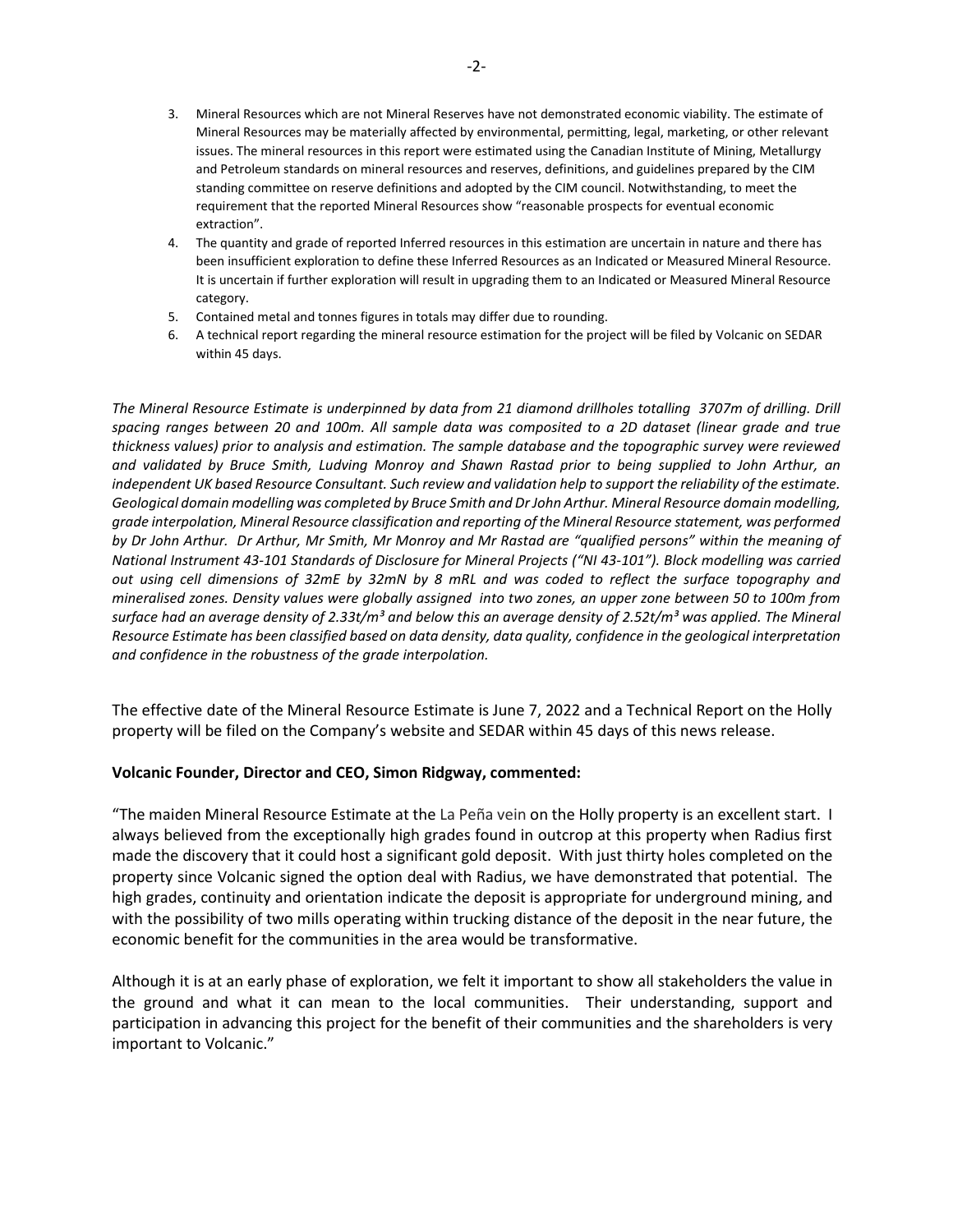3. Mineral Resources which are not Mineral Reserves have not demonstrated economic viability. The estimate of Mineral Resources may be materially affected by environmental, permitting, legal, marketing, or other relevant issues. The mineral resources in this report were estimated using the Canadian Institute of Mining, Metallurgy and Petroleum standards on mineral resources and reserves, definitions, and guidelines prepared by the CIM standing committee on reserve definitions and adopted by the CIM council. Notwithstanding, to meet the requirement that the reported Mineral Resources show "reasonable prospects for eventual economic extraction".
4. The quantity and grade of reported Inferred resources in this estimation are uncertain in nature and there has been insufficient exploration to define these Inferred Resources as an Indicated or Measured Mineral Resource. It is uncertain if further exploration will result in upgrading them to an Indicated or Measured Mineral Resource category.
5. Contained metal and tonnes figures in totals may differ due to rounding.
6. A technical report regarding the mineral resource estimation for the project will be filed by Volcanic on SEDAR within 45 days.

*The Mineral Resource Estimate is underpinned by data from 21 diamond drillholes totalling 3707m of drilling. Drill spacing ranges between 20 and 100m. All sample data was composited to a 2D dataset (linear grade and true thickness values) prior to analysis and estimation. The sample database and the topographic survey were reviewed and validated by Bruce Smith, Ludving Monroy and Shawn Rastad prior to being supplied to John Arthur, an independent UK based Resource Consultant. Such review and validation help to support the reliability of the estimate. Geological domain modelling was completed by Bruce Smith and Dr John Arthur. Mineral Resource domain modelling, grade interpolation, Mineral Resource classification and reporting of the Mineral Resource statement, was performed by Dr John Arthur. Dr Arthur, Mr Smith, Mr Monroy and Mr Rastad are "qualified persons" within the meaning of National Instrument 43-101 Standards of Disclosure for Mineral Projects ("NI 43-101"). Block modelling was carried out using cell dimensions of 32mE by 32mN by 8 mRL and was coded to reflect the surface topography and mineralised zones. Density values were globally assigned into two zones, an upper zone between 50 to 100m from surface had an average density of 2.33t/m³ and below this an average density of 2.52t/m³ was applied. The Mineral Resource Estimate has been classified based on data density, data quality, confidence in the geological interpretation and confidence in the robustness of the grade interpolation.*

The effective date of the Mineral Resource Estimate is June 7, 2022 and a Technical Report on the Holly property will be filed on the Company's website and SEDAR within 45 days of this news release.

**Volcanic Founder, Director and CEO, Simon Ridgway, commented:**

"The maiden Mineral Resource Estimate at the La Peña vein on the Holly property is an excellent start. I always believed from the exceptionally high grades found in outcrop at this property when Radius first made the discovery that it could host a significant gold deposit. With just thirty holes completed on the property since Volcanic signed the option deal with Radius, we have demonstrated that potential. The high grades, continuity and orientation indicate the deposit is appropriate for underground mining, and with the possibility of two mills operating within trucking distance of the deposit in the near future, the economic benefit for the communities in the area would be transformative.

Although it is at an early phase of exploration, we felt it important to show all stakeholders the value in the ground and what it can mean to the local communities. Their understanding, support and participation in advancing this project for the benefit of their communities and the shareholders is very important to Volcanic."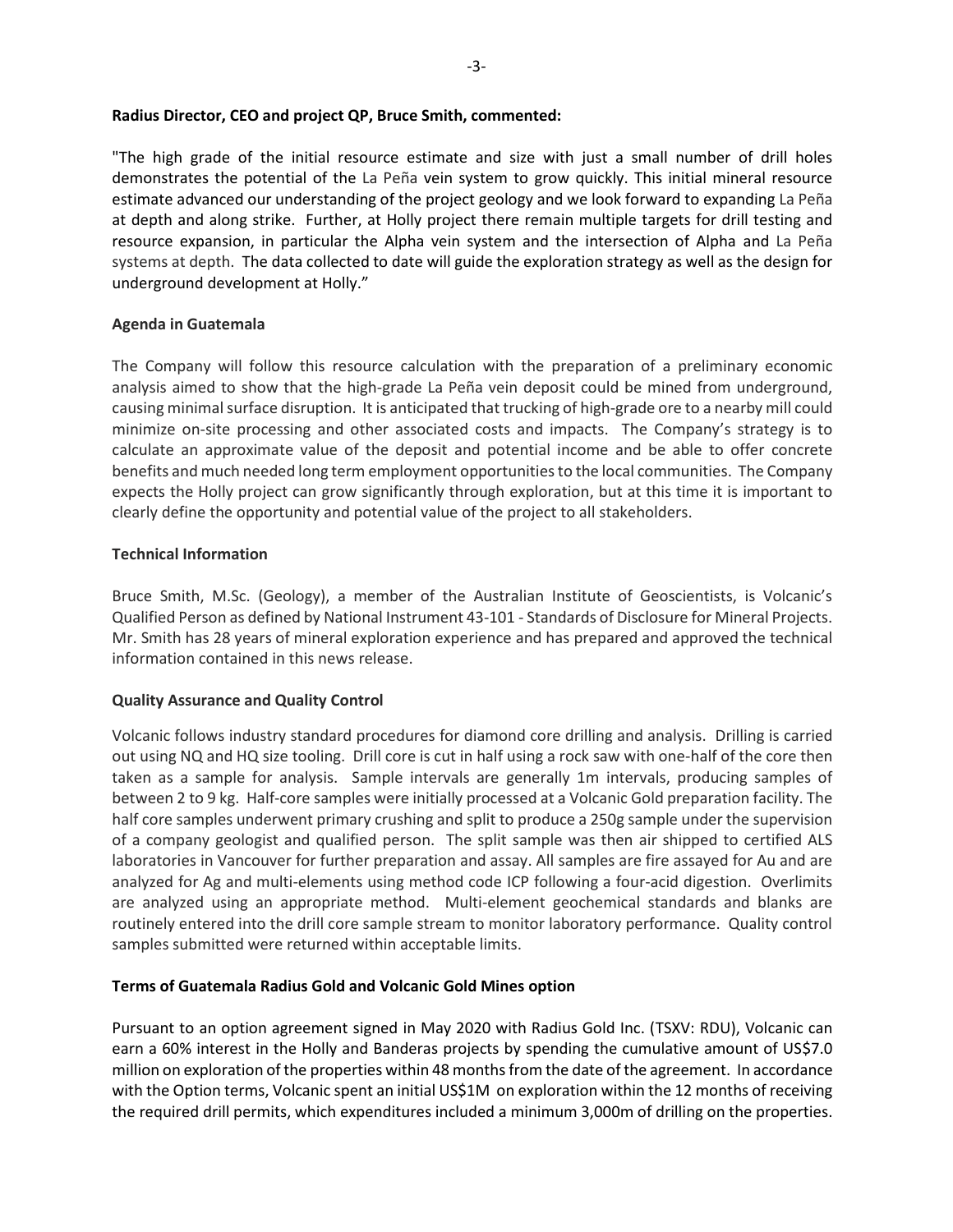**Radius Director, CEO and project QP, Bruce Smith, commented:**

"The high grade of the initial resource estimate and size with just a small number of drill holes demonstrates the potential of the La Peña vein system to grow quickly. This initial mineral resource estimate advanced our understanding of the project geology and we look forward to expanding La Peña at depth and along strike. Further, at Holly project there remain multiple targets for drill testing and resource expansion, in particular the Alpha vein system and the intersection of Alpha and La Peña systems at depth. The data collected to date will guide the exploration strategy as well as the design for underground development at Holly."

**Agenda in Guatemala**

The Company will follow this resource calculation with the preparation of a preliminary economic analysis aimed to show that the high-grade La Peña vein deposit could be mined from underground, causing minimal surface disruption. It is anticipated that trucking of high-grade ore to a nearby mill could minimize on-site processing and other associated costs and impacts. The Company's strategy is to calculate an approximate value of the deposit and potential income and be able to offer concrete benefits and much needed long term employment opportunities to the local communities. The Company expects the Holly project can grow significantly through exploration, but at this time it is important to clearly define the opportunity and potential value of the project to all stakeholders.

**Technical Information**

Bruce Smith, M.Sc. (Geology), a member of the Australian Institute of Geoscientists, is Volcanic's Qualified Person as defined by National Instrument 43-101 - Standards of Disclosure for Mineral Projects. Mr. Smith has 28 years of mineral exploration experience and has prepared and approved the technical information contained in this news release.

**Quality Assurance and Quality Control**

Volcanic follows industry standard procedures for diamond core drilling and analysis. Drilling is carried out using NQ and HQ size tooling. Drill core is cut in half using a rock saw with one-half of the core then taken as a sample for analysis. Sample intervals are generally 1m intervals, producing samples of between 2 to 9 kg. Half-core samples were initially processed at a Volcanic Gold preparation facility. The half core samples underwent primary crushing and split to produce a 250g sample under the supervision of a company geologist and qualified person. The split sample was then air shipped to certified ALS laboratories in Vancouver for further preparation and assay. All samples are fire assayed for Au and are analyzed for Ag and multi-elements using method code ICP following a four-acid digestion. Overlimits are analyzed using an appropriate method. Multi-element geochemical standards and blanks are routinely entered into the drill core sample stream to monitor laboratory performance. Quality control samples submitted were returned within acceptable limits.

**Terms of Guatemala Radius Gold and Volcanic Gold Mines option**

Pursuant to an option agreement signed in May 2020 with Radius Gold Inc. (TSXV: RDU), Volcanic can earn a 60% interest in the Holly and Banderas projects by spending the cumulative amount of US$7.0 million on exploration of the properties within 48 months from the date of the agreement. In accordance with the Option terms, Volcanic spent an initial US$1M on exploration within the 12 months of receiving the required drill permits, which expenditures included a minimum 3,000m of drilling on the properties.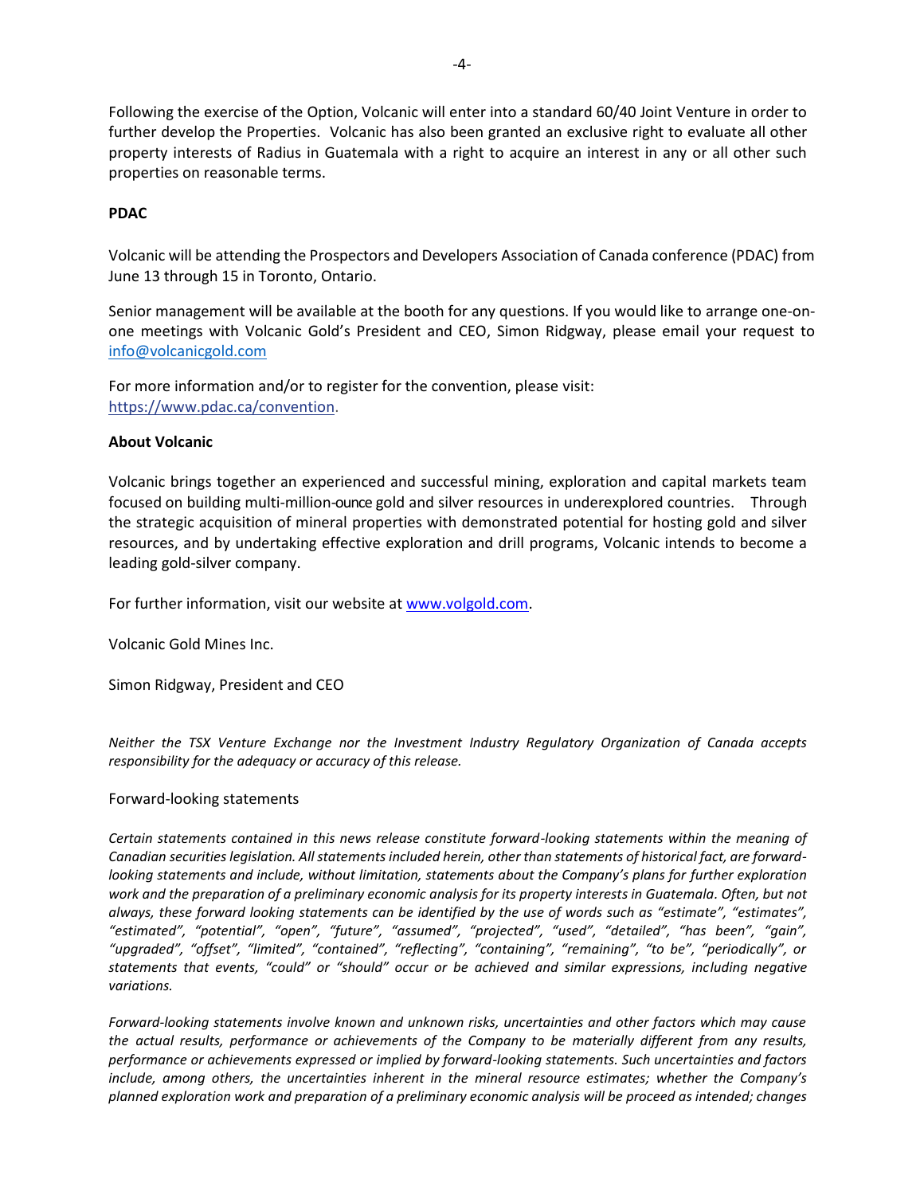Following the exercise of the Option, Volcanic will enter into a standard 60/40 Joint Venture in order to further develop the Properties. Volcanic has also been granted an exclusive right to evaluate all other property interests of Radius in Guatemala with a right to acquire an interest in any or all other such properties on reasonable terms.

**PDAC**

Volcanic will be attending the Prospectors and Developers Association of Canada conference (PDAC) from June 13 through 15 in Toronto, Ontario.

Senior management will be available at the booth for any questions. If you would like to arrange one-on-one meetings with Volcanic Gold's President and CEO, Simon Ridgway, please email your request to info@volcanicgold.com

For more information and/or to register for the convention, please visit:
https://www.pdac.ca/convention.

**About Volcanic**

Volcanic brings together an experienced and successful mining, exploration and capital markets team focused on building multi-million-ounce gold and silver resources in underexplored countries. Through the strategic acquisition of mineral properties with demonstrated potential for hosting gold and silver resources, and by undertaking effective exploration and drill programs, Volcanic intends to become a leading gold-silver company.

For further information, visit our website at www.volgold.com.

Volcanic Gold Mines Inc.

Simon Ridgway, President and CEO

*Neither the TSX Venture Exchange nor the Investment Industry Regulatory Organization of Canada accepts responsibility for the adequacy or accuracy of this release.*

Forward-looking statements

*Certain statements contained in this news release constitute forward-looking statements within the meaning of Canadian securities legislation. All statements included herein, other than statements of historical fact, are forward-looking statements and include, without limitation, statements about the Company's plans for further exploration work and the preparation of a preliminary economic analysis for its property interests in Guatemala. Often, but not always, these forward looking statements can be identified by the use of words such as "estimate", "estimates", "estimated", "potential", "open", "future", "assumed", "projected", "used", "detailed", "has been", "gain", "upgraded", "offset", "limited", "contained", "reflecting", "containing", "remaining", "to be", "periodically", or statements that events, "could" or "should" occur or be achieved and similar expressions, including negative variations.*

*Forward-looking statements involve known and unknown risks, uncertainties and other factors which may cause the actual results, performance or achievements of the Company to be materially different from any results, performance or achievements expressed or implied by forward-looking statements. Such uncertainties and factors include, among others, the uncertainties inherent in the mineral resource estimates; whether the Company's planned exploration work and preparation of a preliminary economic analysis will be proceed as intended; changes*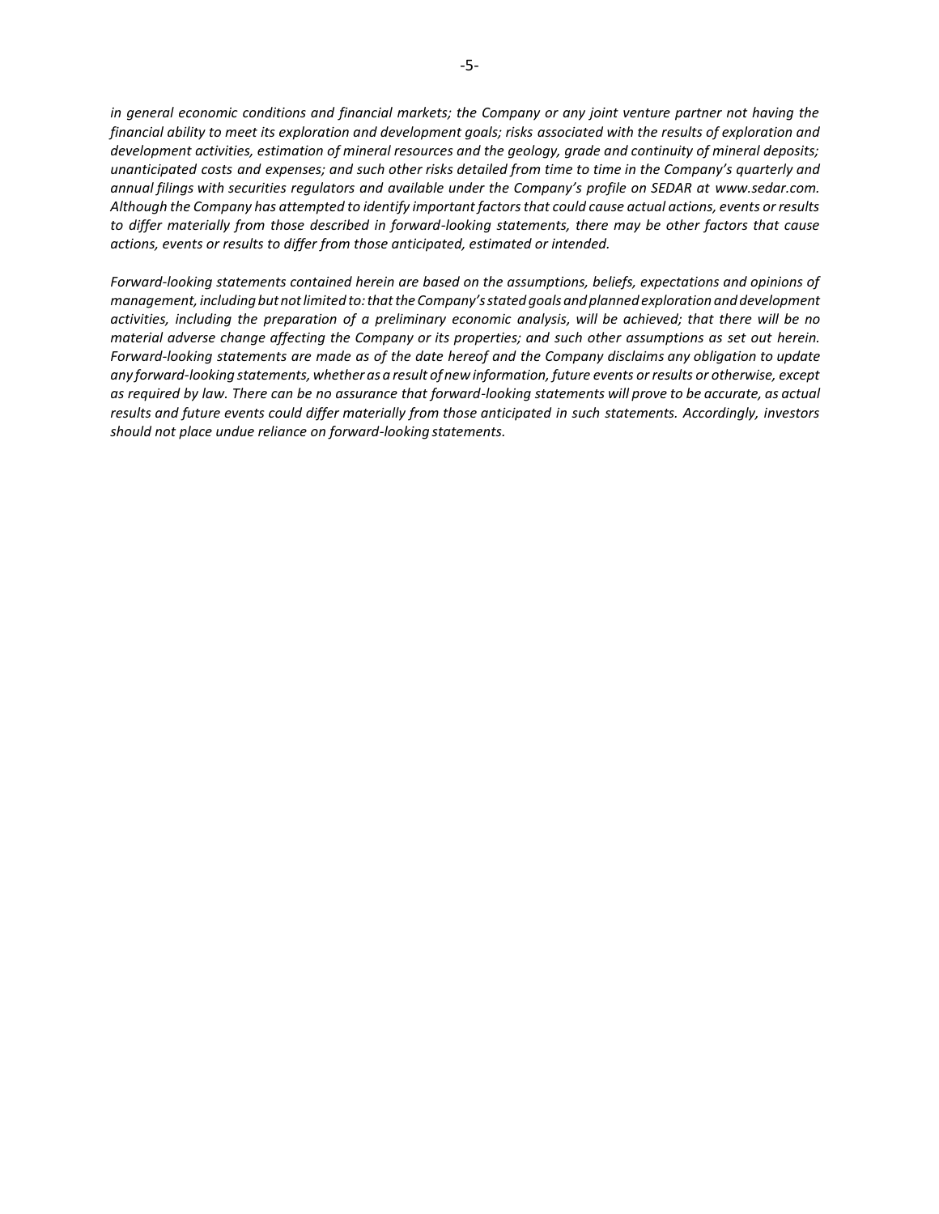*in general economic conditions and financial markets; the Company or any joint venture partner not having the financial ability to meet its exploration and development goals; risks associated with the results of exploration and development activities, estimation of mineral resources and the geology, grade and continuity of mineral deposits; unanticipated costs and expenses; and such other risks detailed from time to time in the Company's quarterly and annual filings with securities regulators and available under the Company's profile on SEDAR at www.sedar.com. Although the Company has attempted to identify important factors that could cause actual actions, events or results to differ materially from those described in forward-looking statements, there may be other factors that cause actions, events or results to differ from those anticipated, estimated or intended.*

*Forward-looking statements contained herein are based on the assumptions, beliefs, expectations and opinions of management, including but not limited to: that the Company's stated goals and planned exploration and development activities, including the preparation of a preliminary economic analysis, will be achieved; that there will be no material adverse change affecting the Company or its properties; and such other assumptions as set out herein. Forward-looking statements are made as of the date hereof and the Company disclaims any obligation to update any forward-looking statements, whether as a result of new information, future events or results or otherwise, except as required by law. There can be no assurance that forward-looking statements will prove to be accurate, as actual results and future events could differ materially from those anticipated in such statements. Accordingly, investors should not place undue reliance on forward-looking statements.*